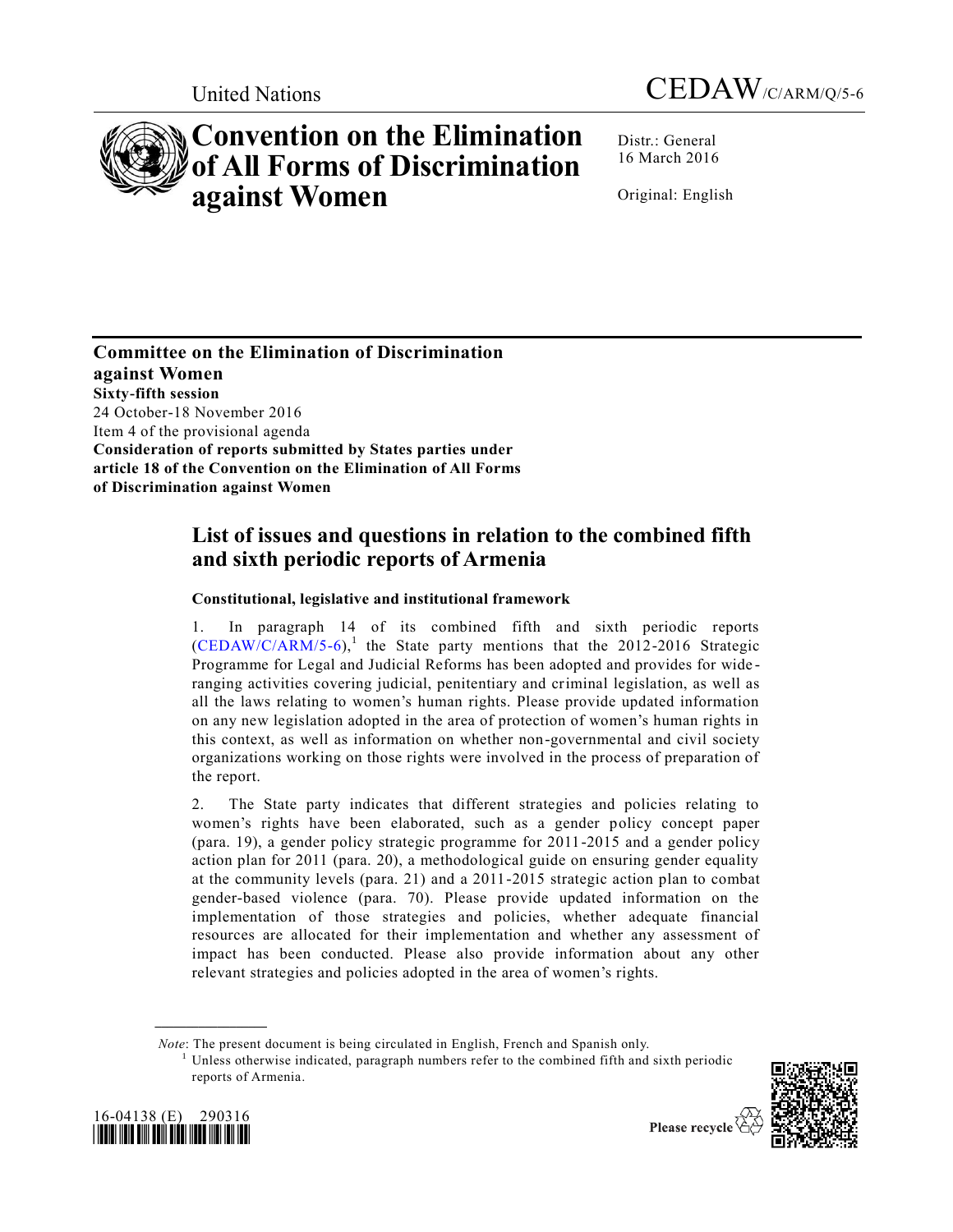United Nations

CEDAW/C/ARM/Q/5-6

# Convention on the Elimination of All Forms of Discrimination against Women

Distr.: General
16 March 2016

Original: English

**Committee on the Elimination of Discrimination against Women**
**Sixty-fifth session**
24 October-18 November 2016
Item 4 of the provisional agenda
**Consideration of reports submitted by States parties under article 18 of the Convention on the Elimination of All Forms of Discrimination against Women**

## List of issues and questions in relation to the combined fifth and sixth periodic reports of Armenia

### Constitutional, legislative and institutional framework

1. In paragraph 14 of its combined fifth and sixth periodic reports (CEDAW/C/ARM/5-6),[1] the State party mentions that the 2012-2016 Strategic Programme for Legal and Judicial Reforms has been adopted and provides for wide-ranging activities covering judicial, penitentiary and criminal legislation, as well as all the laws relating to women's human rights. Please provide updated information on any new legislation adopted in the area of protection of women's human rights in this context, as well as information on whether non-governmental and civil society organizations working on those rights were involved in the process of preparation of the report.

2. The State party indicates that different strategies and policies relating to women's rights have been elaborated, such as a gender policy concept paper (para. 19), a gender policy strategic programme for 2011-2015 and a gender policy action plan for 2011 (para. 20), a methodological guide on ensuring gender equality at the community levels (para. 21) and a 2011-2015 strategic action plan to combat gender-based violence (para. 70). Please provide updated information on the implementation of those strategies and policies, whether adequate financial resources are allocated for their implementation and whether any assessment of impact has been conducted. Please also provide information about any other relevant strategies and policies adopted in the area of women's rights.

*Note*: The present document is being circulated in English, French and Spanish only.

[1] Unless otherwise indicated, paragraph numbers refer to the combined fifth and sixth periodic reports of Armenia.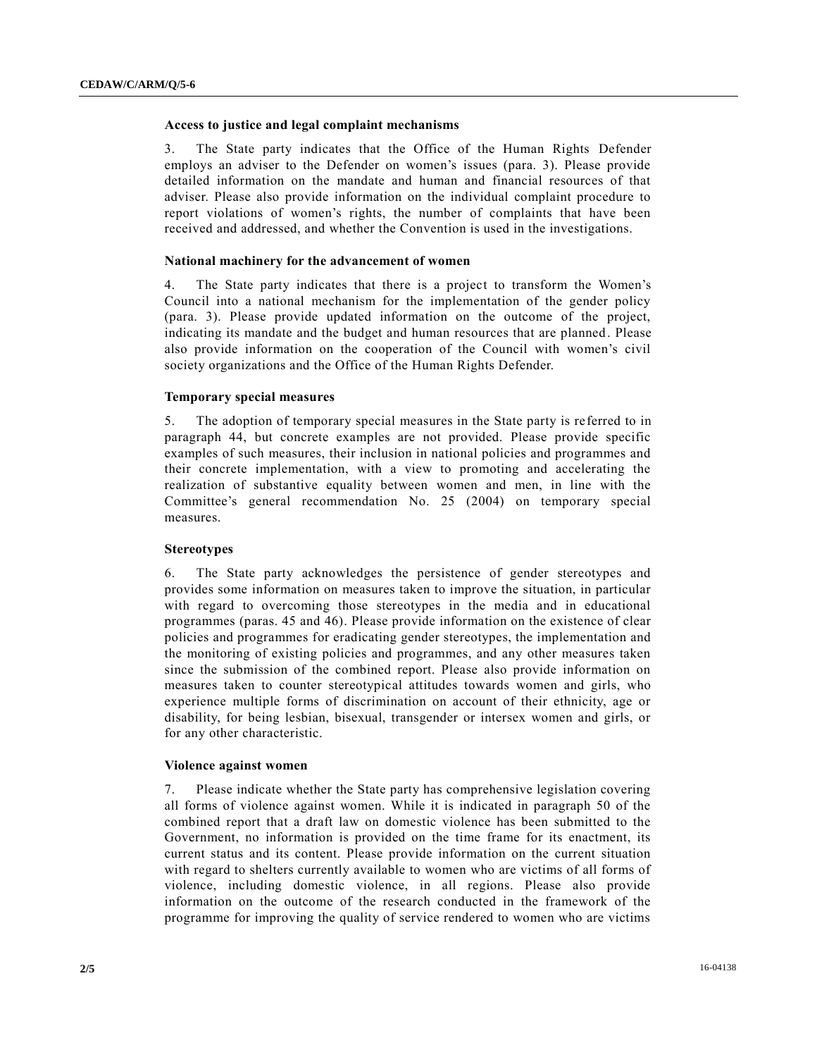### Access to justice and legal complaint mechanisms

3. The State party indicates that the Office of the Human Rights Defender employs an adviser to the Defender on women's issues (para. 3). Please provide detailed information on the mandate and human and financial resources of that adviser. Please also provide information on the individual complaint procedure to report violations of women's rights, the number of complaints that have been received and addressed, and whether the Convention is used in the investigations.

### National machinery for the advancement of women

4. The State party indicates that there is a project to transform the Women's Council into a national mechanism for the implementation of the gender policy (para. 3). Please provide updated information on the outcome of the project, indicating its mandate and the budget and human resources that are planned. Please also provide information on the cooperation of the Council with women's civil society organizations and the Office of the Human Rights Defender.

### Temporary special measures

5. The adoption of temporary special measures in the State party is referred to in paragraph 44, but concrete examples are not provided. Please provide specific examples of such measures, their inclusion in national policies and programmes and their concrete implementation, with a view to promoting and accelerating the realization of substantive equality between women and men, in line with the Committee's general recommendation No. 25 (2004) on temporary special measures.

### Stereotypes

6. The State party acknowledges the persistence of gender stereotypes and provides some information on measures taken to improve the situation, in particular with regard to overcoming those stereotypes in the media and in educational programmes (paras. 45 and 46). Please provide information on the existence of clear policies and programmes for eradicating gender stereotypes, the implementation and the monitoring of existing policies and programmes, and any other measures taken since the submission of the combined report. Please also provide information on measures taken to counter stereotypical attitudes towards women and girls, who experience multiple forms of discrimination on account of their ethnicity, age or disability, for being lesbian, bisexual, transgender or intersex women and girls, or for any other characteristic.

### Violence against women

7. Please indicate whether the State party has comprehensive legislation covering all forms of violence against women. While it is indicated in paragraph 50 of the combined report that a draft law on domestic violence has been submitted to the Government, no information is provided on the time frame for its enactment, its current status and its content. Please provide information on the current situation with regard to shelters currently available to women who are victims of all forms of violence, including domestic violence, in all regions. Please also provide information on the outcome of the research conducted in the framework of the programme for improving the quality of service rendered to women who are victims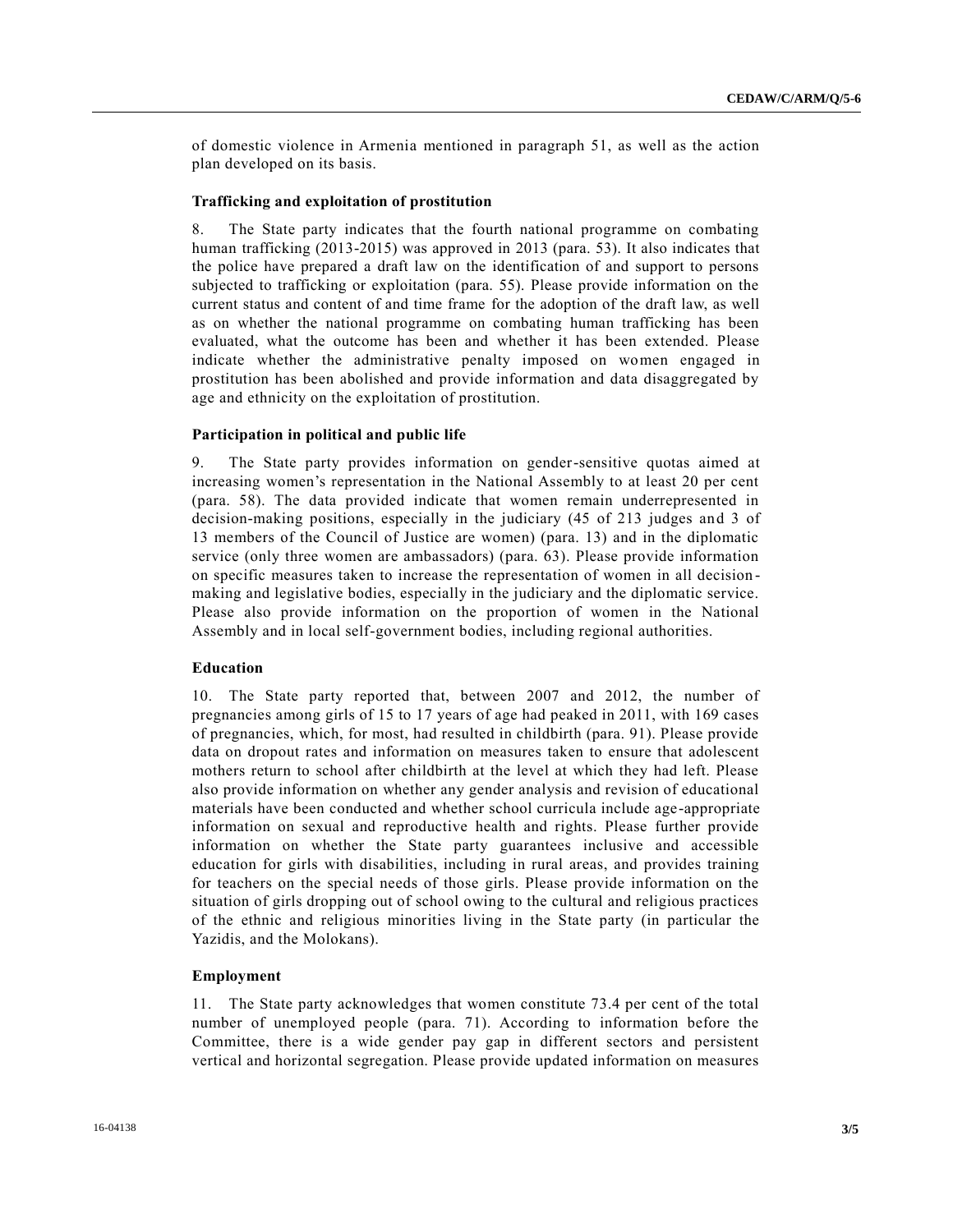of domestic violence in Armenia mentioned in paragraph 51, as well as the action plan developed on its basis.

### Trafficking and exploitation of prostitution

8. The State party indicates that the fourth national programme on combating human trafficking (2013-2015) was approved in 2013 (para. 53). It also indicates that the police have prepared a draft law on the identification of and support to persons subjected to trafficking or exploitation (para. 55). Please provide information on the current status and content of and time frame for the adoption of the draft law, as well as on whether the national programme on combating human trafficking has been evaluated, what the outcome has been and whether it has been extended. Please indicate whether the administrative penalty imposed on women engaged in prostitution has been abolished and provide information and data disaggregated by age and ethnicity on the exploitation of prostitution.

### Participation in political and public life

9. The State party provides information on gender-sensitive quotas aimed at increasing women's representation in the National Assembly to at least 20 per cent (para. 58). The data provided indicate that women remain underrepresented in decision-making positions, especially in the judiciary (45 of 213 judges and 3 of 13 members of the Council of Justice are women) (para. 13) and in the diplomatic service (only three women are ambassadors) (para. 63). Please provide information on specific measures taken to increase the representation of women in all decision-making and legislative bodies, especially in the judiciary and the diplomatic service. Please also provide information on the proportion of women in the National Assembly and in local self-government bodies, including regional authorities.

### Education

10. The State party reported that, between 2007 and 2012, the number of pregnancies among girls of 15 to 17 years of age had peaked in 2011, with 169 cases of pregnancies, which, for most, had resulted in childbirth (para. 91). Please provide data on dropout rates and information on measures taken to ensure that adolescent mothers return to school after childbirth at the level at which they had left. Please also provide information on whether any gender analysis and revision of educational materials have been conducted and whether school curricula include age-appropriate information on sexual and reproductive health and rights. Please further provide information on whether the State party guarantees inclusive and accessible education for girls with disabilities, including in rural areas, and provides training for teachers on the special needs of those girls. Please provide information on the situation of girls dropping out of school owing to the cultural and religious practices of the ethnic and religious minorities living in the State party (in particular the Yazidis, and the Molokans).

### Employment

11. The State party acknowledges that women constitute 73.4 per cent of the total number of unemployed people (para. 71). According to information before the Committee, there is a wide gender pay gap in different sectors and persistent vertical and horizontal segregation. Please provide updated information on measures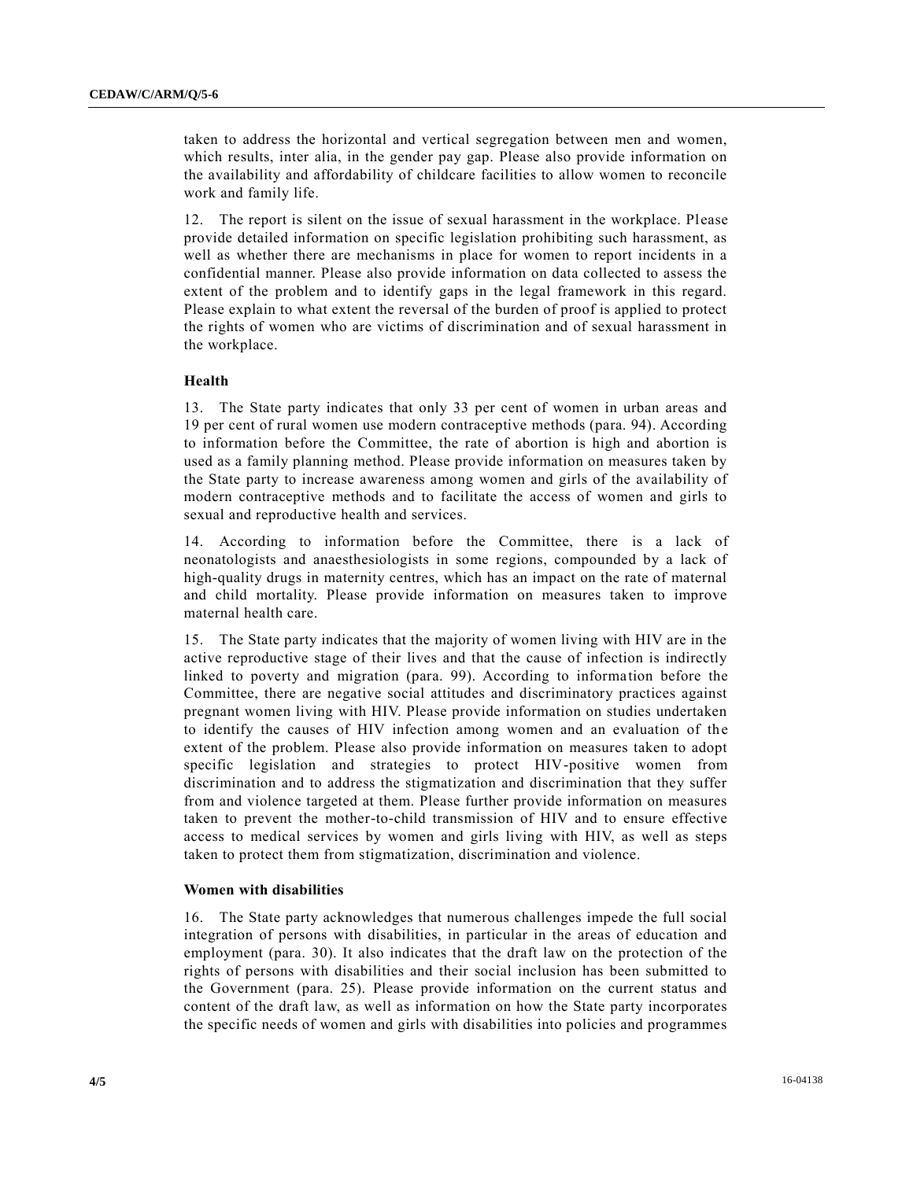taken to address the horizontal and vertical segregation between men and women, which results, inter alia, in the gender pay gap. Please also provide information on the availability and affordability of childcare facilities to allow women to reconcile work and family life.

12. The report is silent on the issue of sexual harassment in the workplace. Please provide detailed information on specific legislation prohibiting such harassment, as well as whether there are mechanisms in place for women to report incidents in a confidential manner. Please also provide information on data collected to assess the extent of the problem and to identify gaps in the legal framework in this regard. Please explain to what extent the reversal of the burden of proof is applied to protect the rights of women who are victims of discrimination and of sexual harassment in the workplace.

### Health

13. The State party indicates that only 33 per cent of women in urban areas and 19 per cent of rural women use modern contraceptive methods (para. 94). According to information before the Committee, the rate of abortion is high and abortion is used as a family planning method. Please provide information on measures taken by the State party to increase awareness among women and girls of the availability of modern contraceptive methods and to facilitate the access of women and girls to sexual and reproductive health and services.

14. According to information before the Committee, there is a lack of neonatologists and anaesthesiologists in some regions, compounded by a lack of high-quality drugs in maternity centres, which has an impact on the rate of maternal and child mortality. Please provide information on measures taken to improve maternal health care.

15. The State party indicates that the majority of women living with HIV are in the active reproductive stage of their lives and that the cause of infection is indirectly linked to poverty and migration (para. 99). According to information before the Committee, there are negative social attitudes and discriminatory practices against pregnant women living with HIV. Please provide information on studies undertaken to identify the causes of HIV infection among women and an evaluation of the extent of the problem. Please also provide information on measures taken to adopt specific legislation and strategies to protect HIV-positive women from discrimination and to address the stigmatization and discrimination that they suffer from and violence targeted at them. Please further provide information on measures taken to prevent the mother-to-child transmission of HIV and to ensure effective access to medical services by women and girls living with HIV, as well as steps taken to protect them from stigmatization, discrimination and violence.

### Women with disabilities

16. The State party acknowledges that numerous challenges impede the full social integration of persons with disabilities, in particular in the areas of education and employment (para. 30). It also indicates that the draft law on the protection of the rights of persons with disabilities and their social inclusion has been submitted to the Government (para. 25). Please provide information on the current status and content of the draft law, as well as information on how the State party incorporates the specific needs of women and girls with disabilities into policies and programmes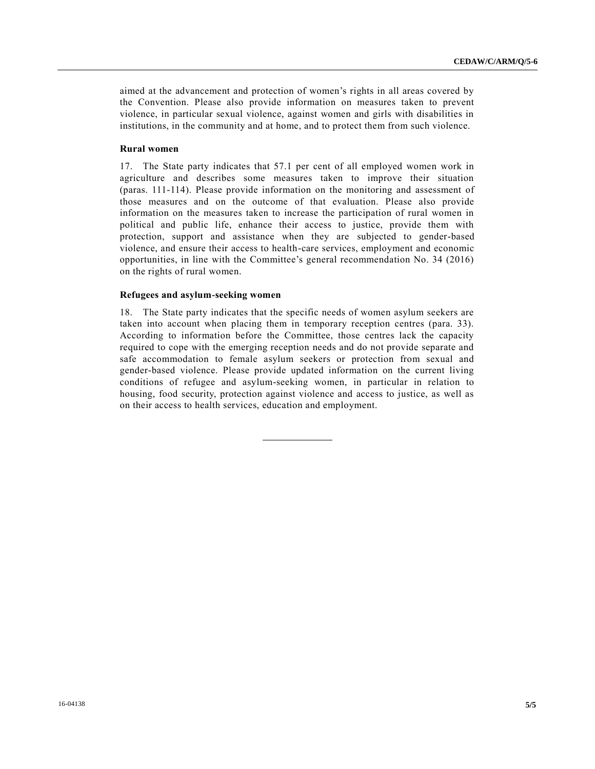aimed at the advancement and protection of women's rights in all areas covered by the Convention. Please also provide information on measures taken to prevent violence, in particular sexual violence, against women and girls with disabilities in institutions, in the community and at home, and to protect them from such violence.

### Rural women

17. The State party indicates that 57.1 per cent of all employed women work in agriculture and describes some measures taken to improve their situation (paras. 111-114). Please provide information on the monitoring and assessment of those measures and on the outcome of that evaluation. Please also provide information on the measures taken to increase the participation of rural women in political and public life, enhance their access to justice, provide them with protection, support and assistance when they are subjected to gender-based violence, and ensure their access to health-care services, employment and economic opportunities, in line with the Committee's general recommendation No. 34 (2016) on the rights of rural women.

### Refugees and asylum-seeking women

18. The State party indicates that the specific needs of women asylum seekers are taken into account when placing them in temporary reception centres (para. 33). According to information before the Committee, those centres lack the capacity required to cope with the emerging reception needs and do not provide separate and safe accommodation to female asylum seekers or protection from sexual and gender-based violence. Please provide updated information on the current living conditions of refugee and asylum-seeking women, in particular in relation to housing, food security, protection against violence and access to justice, as well as on their access to health services, education and employment.